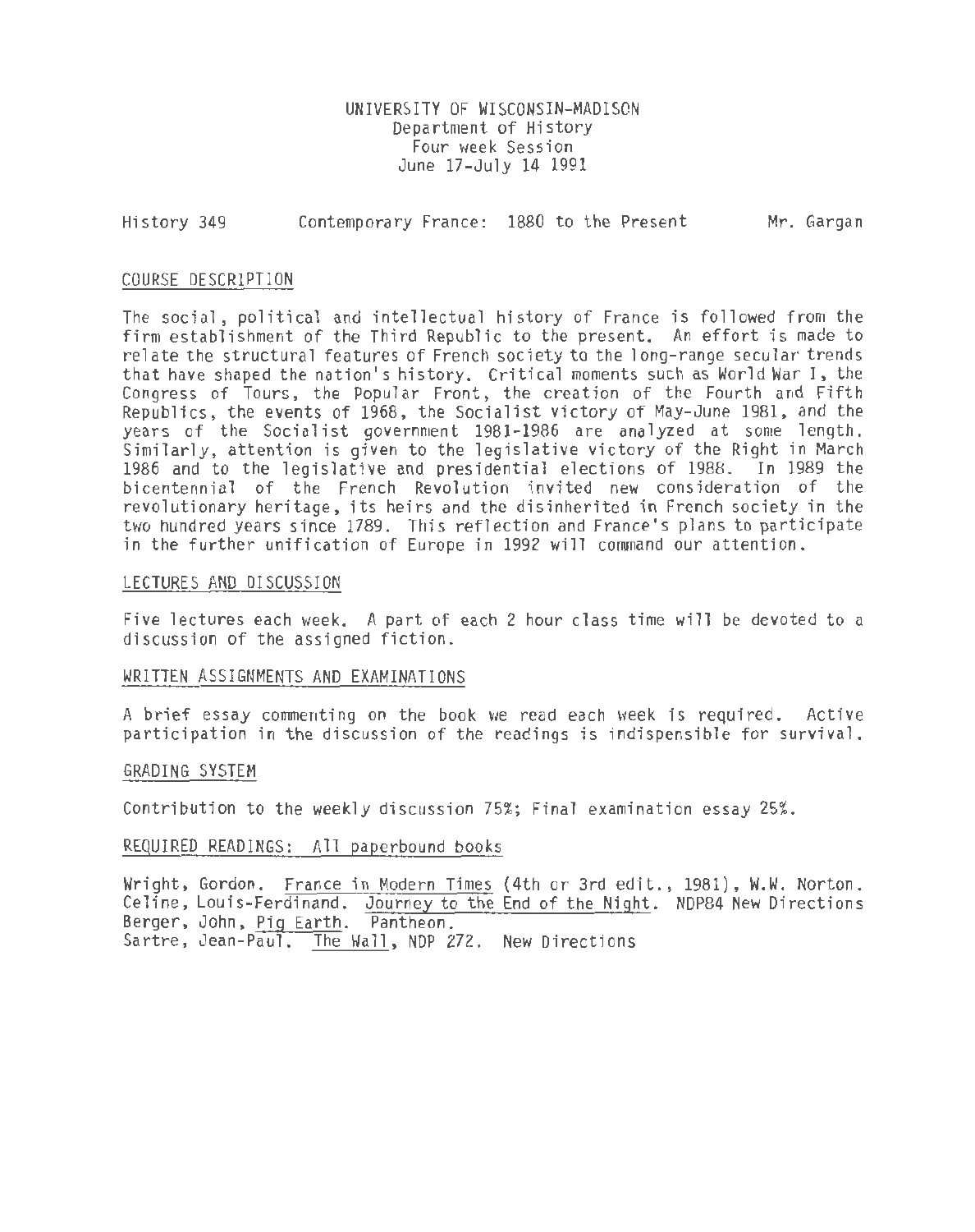UNIVERSITY OF WISCONSIN-MADISON
Department of History
Four week Session
June 17-July 14 1991

History 349 Contemporary France: 1880 to the Present Mr. Gargan

## COURSE DESCRIPTION

The social, political and intellectual history of France is followed from the firm establishment of the Third Republic to the present. An effort is made to relate the structural features of French society to the long-range secular trends that have shaped the nation's history. Critical moments such as World War I, the Congress of Tours, the Popular Front, the creation of the Fourth and Fifth Republics, the events of 1968, the Socialist victory of May-June 1981, and the years of the Socialist government 1981-1986 are analyzed at some length. Similarly, attention is given to the legislative victory of the Right in March 1986 and to the legislative and presidential elections of 1988. In 1989 the bicentennial of the French Revolution invited new consideration of the revolutionary heritage, its heirs and the disinherited in French society in the two hundred years since 1789. This reflection and France's plans to participate in the further unification of Europe in 1992 will command our attention.

## LECTURES AND DISCUSSION

Five lectures each week. A part of each 2 hour class time will be devoted to a discussion of the assigned fiction.

## WRITTEN ASSIGNMENTS AND EXAMINATIONS

A brief essay commenting on the book we read each week is required. Active participation in the discussion of the readings is indispensible for survival.

## GRADING SYSTEM

Contribution to the weekly discussion 75%; Final examination essay 25%.

## REQUIRED READINGS: All paperbound books

Wright, Gordon. France in Modern Times (4th or 3rd edit., 1981), W.W. Norton.
Celine, Louis-Ferdinand. Journey to the End of the Night. NDP84 New Directions
Berger, John, Pig Earth. Pantheon.
Sartre, Jean-Paul. The Wall, NDP 272. New Directions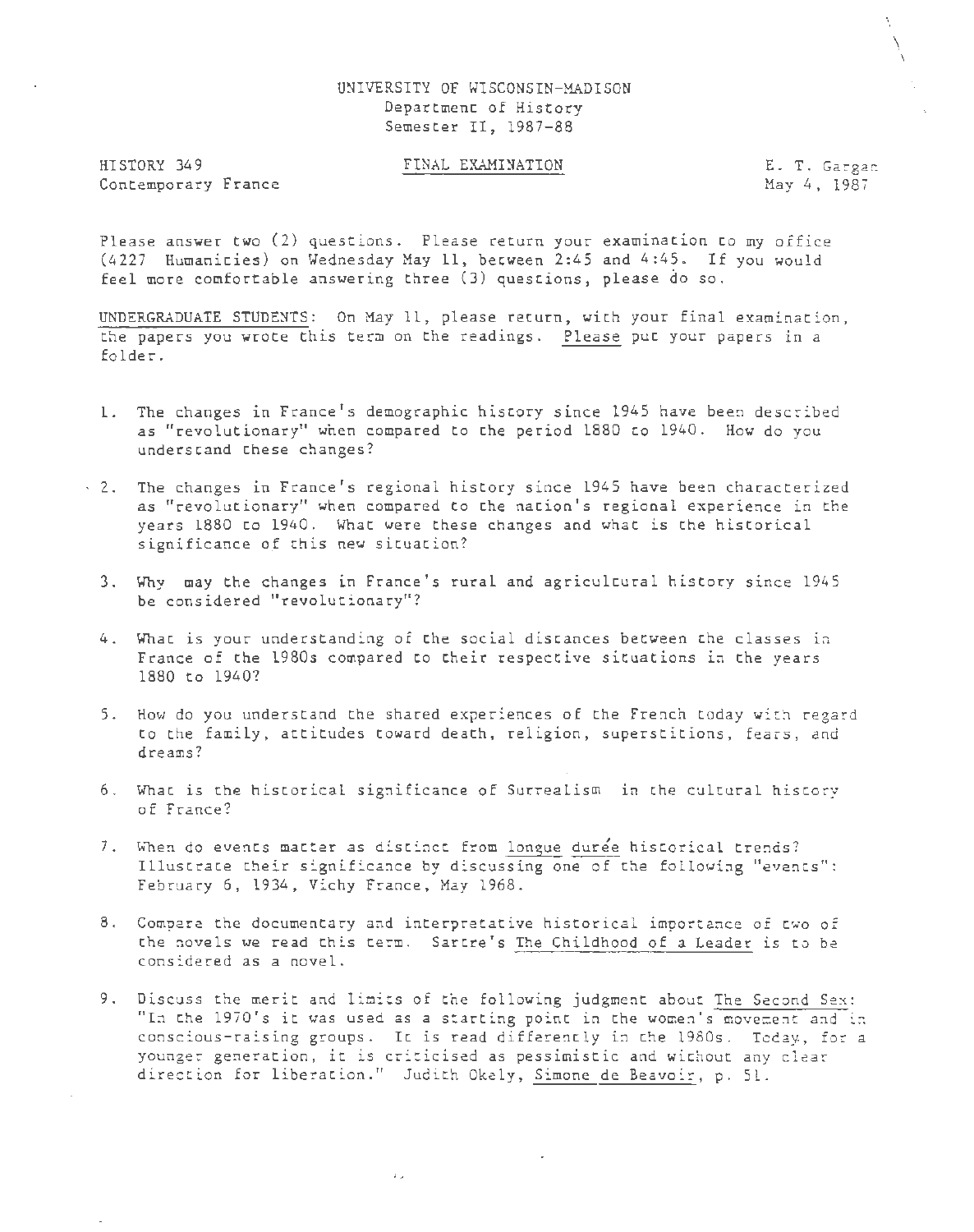UNIVERSITY OF WISCONSIN-MADISON
Department of History
Semester II, 1987-88

HISTORY 349
Contemporary France

FINAL EXAMINATION

E. T. Gargan
May 4, 1987

Please answer two (2) questions. Please return your examination to my office (4227 Humanities) on Wednesday May 11, between 2:45 and 4:45. If you would feel more comfortable answering three (3) questions, please do so.

UNDERGRADUATE STUDENTS: On May 11, please return, with your final examination, the papers you wrote this term on the readings. Please put your papers in a folder.

1. The changes in France's demographic history since 1945 have been described as "revolutionary" when compared to the period 1880 to 1940. How do you understand these changes?

2. The changes in France's regional history since 1945 have been characterized as "revolutionary" when compared to the nation's regional experience in the years 1880 to 1940. What were these changes and what is the historical significance of this new situation?

3. Why may the changes in France's rural and agricultural history since 1945 be considered "revolutionary"?

4. What is your understanding of the social distances between the classes in France of the 1980s compared to their respective situations in the years 1880 to 1940?

5. How do you understand the shared experiences of the French today with regard to the family, attitudes toward death, religion, superstitions, fears, and dreams?

6. What is the historical significance of Surrealism in the cultural history of France?

7. When do events matter as distinct from longue durée historical trends? Illustrate their significance by discussing one of the following "events": February 6, 1934, Vichy France, May 1968.

8. Compare the documentary and interpretative historical importance of two of the novels we read this term. Sartre's The Childhood of a Leader is to be considered as a novel.

9. Discuss the merit and limits of the following judgment about The Second Sex: "In the 1970's it was used as a starting point in the women's movement and in conscious-raising groups. It is read differently in the 1980s. Today, for a younger generation, it is criticised as pessimistic and without any clear direction for liberation." Judith Okely, Simone de Beavoir, p. 51.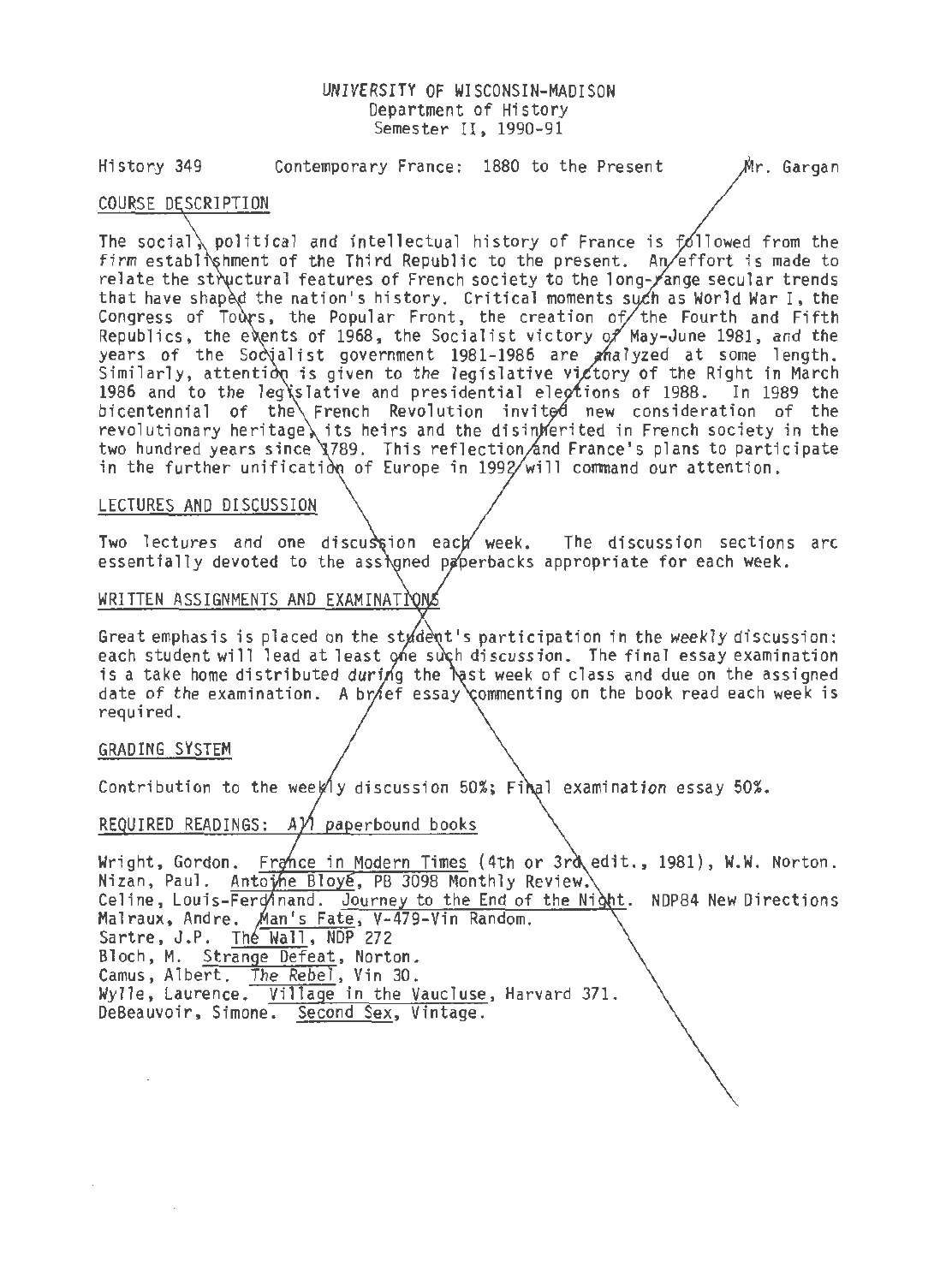UNIVERSITY OF WISCONSIN-MADISON
Department of History
Semester II, 1990-91

History 349 Contemporary France: 1880 to the Present Mr. Gargan

## COURSE DESCRIPTION

The social, political and intellectual history of France is followed from the firm establishment of the Third Republic to the present. An effort is made to relate the structural features of French society to the long-range secular trends that have shaped the nation's history. Critical moments such as World War I, the Congress of Tours, the Popular Front, the creation of the Fourth and Fifth Republics, the events of 1968, the Socialist victory of May-June 1981, and the years of the Socialist government 1981-1986 are analyzed at some length. Similarly, attention is given to the legislative victory of the Right in March 1986 and to the legislative and presidential elections of 1988. In 1989 the bicentennial of the French Revolution invited new consideration of the revolutionary heritage, its heirs and the disinherited in French society in the two hundred years since 1789. This reflection and France's plans to participate in the further unification of Europe in 1992 will command our attention.

## LECTURES AND DISCUSSION

Two lectures and one discussion each week. The discussion sections are essentially devoted to the assigned paperbacks appropriate for each week.

## WRITTEN ASSIGNMENTS AND EXAMINATIONS

Great emphasis is placed on the student's participation in the weekly discussion: each student will lead at least one such discussion. The final essay examination is a take home distributed during the last week of class and due on the assigned date of the examination. A brief essay commenting on the book read each week is required.

## GRADING SYSTEM

Contribution to the weekly discussion 50%; Final examination essay 50%.

## REQUIRED READINGS: All paperbound books

Wright, Gordon. France in Modern Times (4th or 3rd edit., 1981), W.W. Norton.
Nizan, Paul. Antoine Bloyé, PB 3098 Monthly Review.
Celine, Louis-Ferdinand. Journey to the End of the Night. NDP84 New Directions
Malraux, Andre. Man's Fate, V-479-Vin Random.
Sartre, J.P. The Wall, NDP 272
Bloch, M. Strange Defeat, Norton.
Camus, Albert. The Rebel, Vin 30.
Wylie, Laurence. Village in the Vaucluse, Harvard 371.
DeBeauvoir, Simone. Second Sex, Vintage.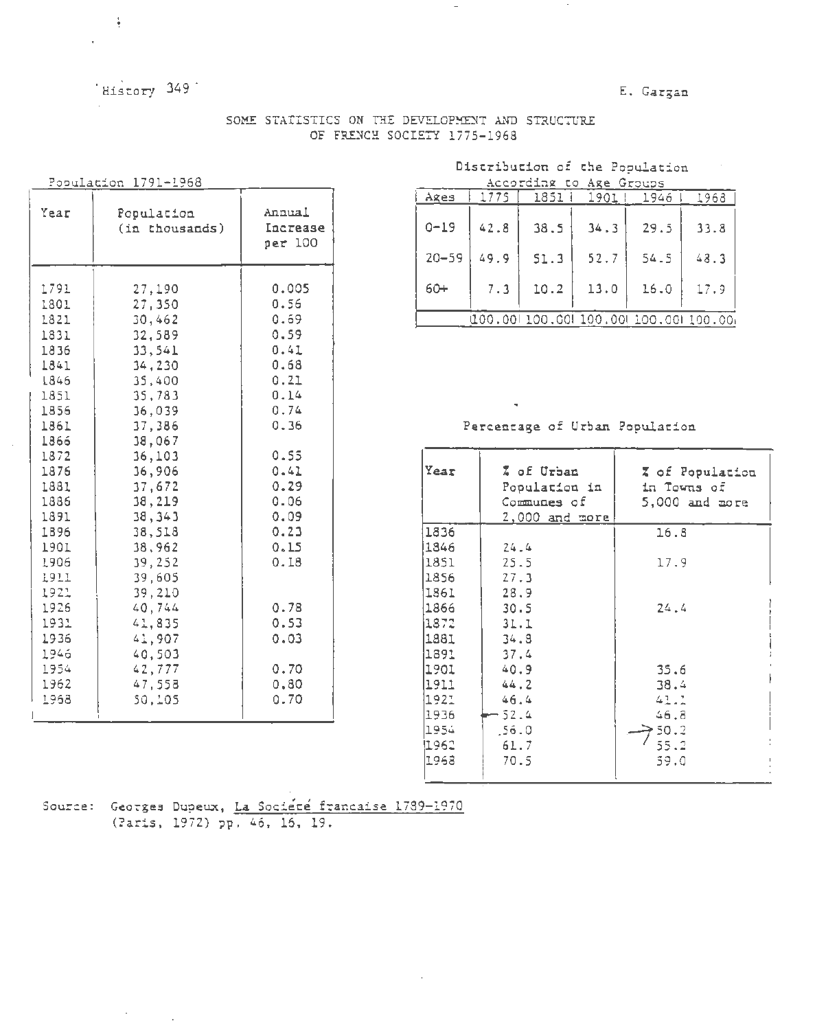History 349

E. Gargan

## SOME STATISTICS ON THE DEVELOPMENT AND STRUCTURE OF FRENCH SOCIETY 1775-1968

### Population 1791-1968

| Year | Population (in thousands) | Annual Increase per 100 |
|---|---|---|
| 1791 | 27,190 | 0.005 |
| 1801 | 27,350 | 0.56 |
| 1821 | 30,462 | 0.69 |
| 1831 | 32,589 | 0.59 |
| 1836 | 33,541 | 0.41 |
| 1841 | 34,230 | 0.68 |
| 1846 | 35,400 | 0.21 |
| 1851 | 35,783 | 0.14 |
| 1856 | 36,039 | 0.74 |
| 1861 | 37,386 | 0.36 |
| 1866 | 38,067 | |
| 1872 | 36,103 | 0.55 |
| 1876 | 36,906 | 0.41 |
| 1881 | 37,672 | 0.29 |
| 1886 | 38,219 | 0.06 |
| 1891 | 38,343 | 0.09 |
| 1896 | 38,518 | 0.23 |
| 1901 | 38,962 | 0.15 |
| 1906 | 39,252 | 0.18 |
| 1911 | 39,605 | |
| 1921 | 39,210 | |
| 1926 | 40,744 | 0.78 |
| 1931 | 41,835 | 0.53 |
| 1936 | 41,907 | 0.03 |
| 1946 | 40,503 | |
| 1954 | 42,777 | 0.70 |
| 1962 | 47,558 | 0.80 |
| 1968 | 50,105 | 0.70 |

### Distribution of the Population According to Age Groups

| Ages | 1775 | 1851 | 1901 | 1946 | 1968 |
|---|---|---|---|---|---|
| 0-19 | 42.8 | 38.5 | 34.3 | 29.5 | 33.8 |
| 20-59 | 49.9 | 51.3 | 52.7 | 54.5 | 48.3 |
| 60+ | 7.3 | 10.2 | 13.0 | 16.0 | 17.9 |
| | 100.00 | 100.00 | 100.00 | 100.00 | 100.00 |

### Percentage of Urban Population

| Year | % of Urban Population in Communes of 2,000 and more | % of Population in Towns of 5,000 and more |
|---|---|---|
| 1836 | | 16.8 |
| 1846 | 24.4 | |
| 1851 | 25.5 | 17.9 |
| 1856 | 27.3 | |
| 1861 | 28.9 | |
| 1866 | 30.5 | 24.4 |
| 1872 | 31.1 | |
| 1881 | 34.8 | |
| 1891 | 37.4 | |
| 1901 | 40.9 | 35.6 |
| 1911 | 44.2 | 38.4 |
| 1921 | 46.4 | 41.1 |
| 1936 | 52.4 | 46.8 |
| 1954 | 56.0 | 50.2 |
| 1962 | 61.7 | 55.2 |
| 1968 | 70.5 | 59.0 |

Source: Georges Dupeux, La Société francaise 1789-1970 (Paris, 1972) pp. 46, 16, 19.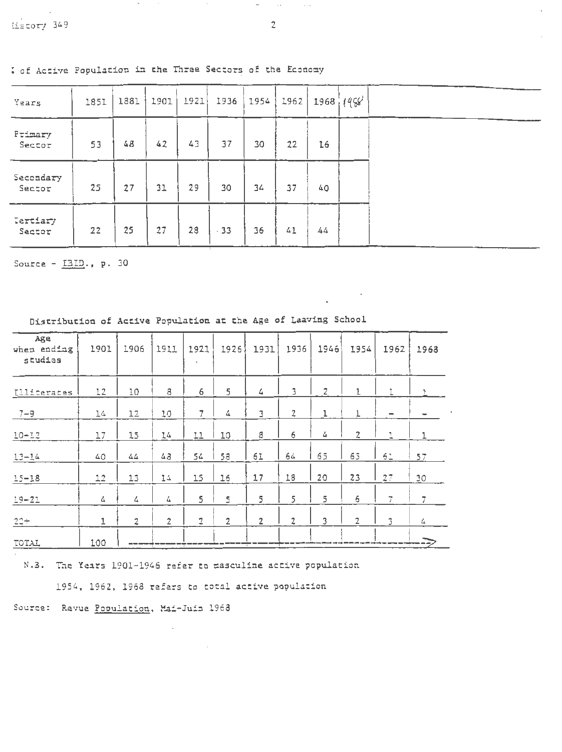% of Active Population in the Three Sectors of the Economy

| Years | 1851 | 1881 | 1901 | 1921 | 1936 | 1954 | 1962 | 1968 | 1968 |
|---|---|---|---|---|---|---|---|---|---|
| Primary Sector | 53 | 48 | 42 | 43 | 37 | 30 | 22 | 16 | |
| Secondary Sector | 25 | 27 | 31 | 29 | 30 | 34 | 37 | 40 | |
| Tertiary Sector | 22 | 25 | 27 | 28 | 33 | 36 | 41 | 44 | |

Source - IBID., p. 30

Distribution of Active Population at the Age of Leaving School

| Age when ending studies | 1901 | 1906 | 1911 | 1921 | 1926 | 1931 | 1936 | 1946 | 1954 | 1962 | 1968 |
|---|---|---|---|---|---|---|---|---|---|---|---|
| Illiterates | 12 | 10 | 8 | 6 | 5 | 4 | 3 | 2 | 1 | 1 | 1 |
| 7-9 | 14 | 12 | 10 | 7 | 4 | 3 | 2 | 1 | 1 | - | - |
| 10-12 | 17 | 15 | 14 | 11 | 10 | 8 | 6 | 4 | 2 | 1 | 1 |
| 13-14 | 40 | 44 | 48 | 54 | 58 | 61 | 64 | 65 | 65 | 61 | 57 |
| 15-18 | 12 | 13 | 14 | 15 | 16 | 17 | 18 | 20 | 23 | 27 | 30 |
| 19-21 | 4 | 4 | 4 | 5 | 5 | 5 | 5 | 5 | 6 | 7 | 7 |
| 22+ | 1 | 2 | 2 | 2 | 2 | 2 | 2 | 3 | 2 | 3 | 4 |
| TOTAL | 100 | ----> | | | | | | | | | |

N.B. The Years 1901-1946 refer to masculine active population

1954, 1962, 1968 refers to total active population

Source: Revue Population, Mai-Juin 1968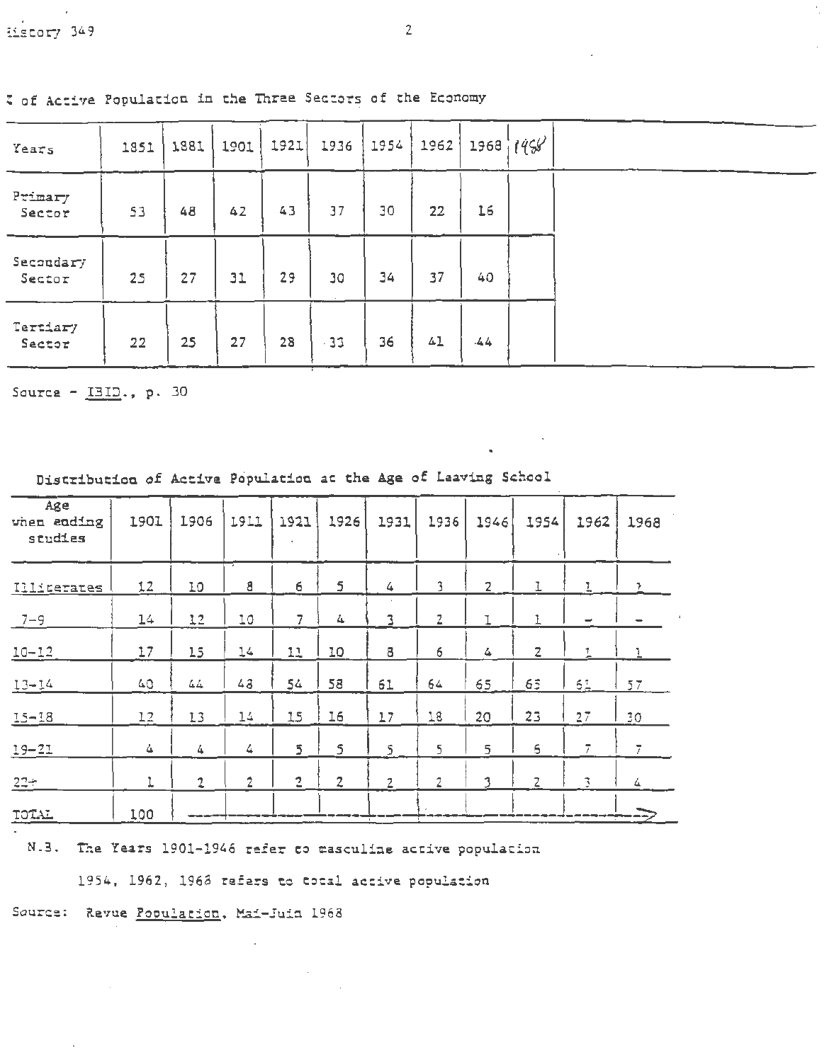% of Active Population in the Three Sectors of the Economy

| Years | 1851 | 1881 | 1901 | 1921 | 1936 | 1954 | 1962 | 1968 | 1968 |
|---|---|---|---|---|---|---|---|---|---|
| Primary Sector | 53 | 48 | 42 | 43 | 37 | 30 | 22 | 16 | |
| Secondary Sector | 25 | 27 | 31 | 29 | 30 | 34 | 37 | 40 | |
| Tertiary Sector | 22 | 25 | 27 | 28 | 33 | 36 | 41 | 44 | |

Source - IBID., p. 30

Distribution of Active Population at the Age of Leaving School

| Age when ending studies | 1901 | 1906 | 1911 | 1921 | 1926 | 1931 | 1936 | 1946 | 1954 | 1962 | 1968 |
|---|---|---|---|---|---|---|---|---|---|---|---|
| Illiterates | 12 | 10 | 8 | 6 | 5 | 4 | 3 | 2 | 1 | 1 | ? |
| 7-9 | 14 | 12 | 10 | 7 | 4 | 3 | 2 | 1 | 1 | - | - |
| 10-12 | 17 | 15 | 14 | 11 | 10 | 8 | 6 | 4 | 2 | 1 | 1 |
| 13-14 | 40 | 44 | 48 | 54 | 58 | 61 | 64 | 65 | 65 | 61 | 57 |
| 15-18 | 12 | 13 | 14 | 15 | 16 | 17 | 18 | 20 | 23 | 27 | 30 |
| 19-21 | 4 | 4 | 4 | 5 | 5 | 5 | 5 | 5 | 6 | 7 | 7 |
| 22+ | 1 | 2 | 2 | 2 | 2 | 2 | 2 | 3 | 2 | 3 | 4 |
| TOTAL | 100 | | | | | | | | | | → |

N.B. The Years 1901-1946 refer to masculine active population

1954, 1962, 1968 refers to total active population

Source: Revue Population, Mai-Juin 1968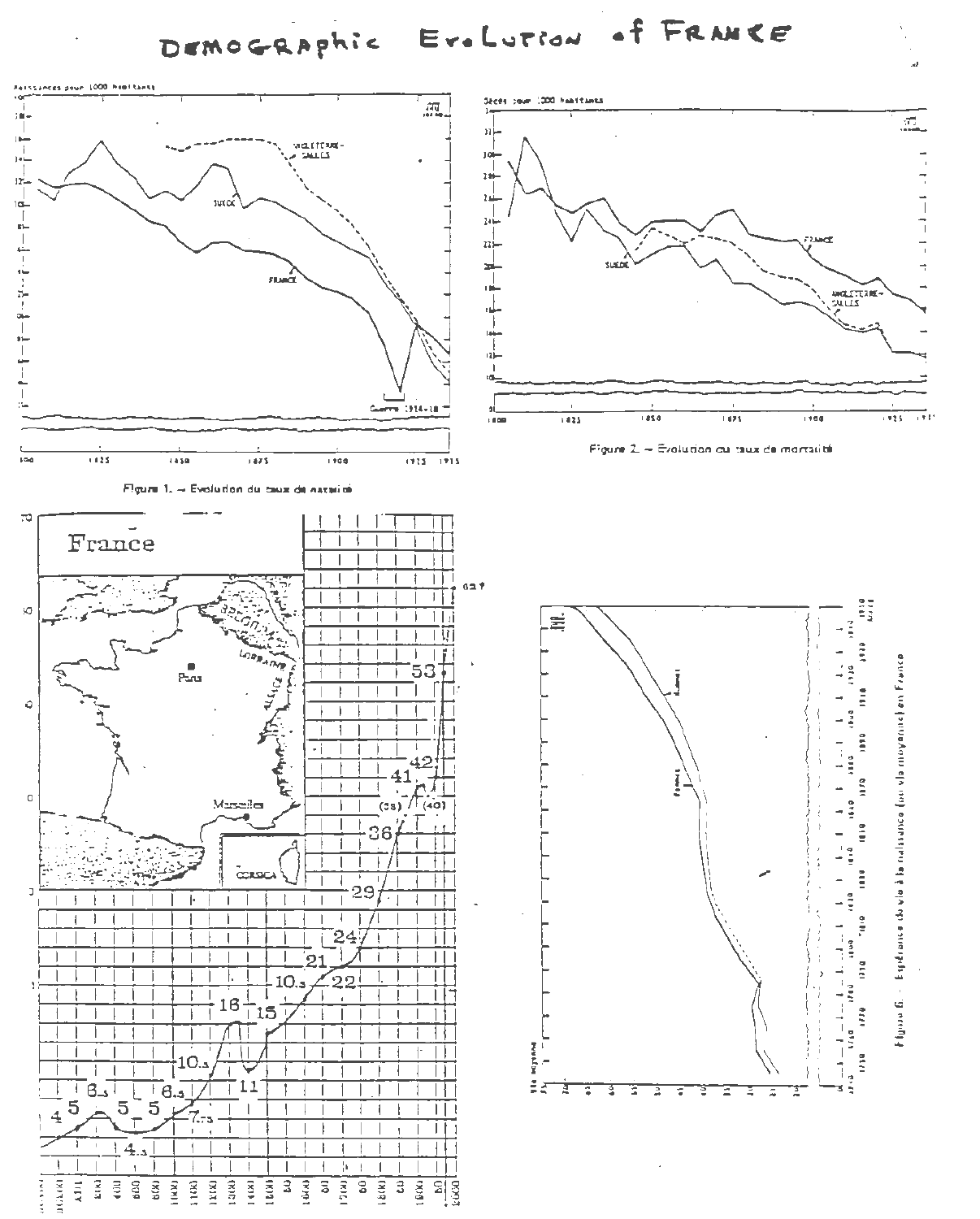# DEMOGRAPHIC EVOLUTION of FRANCE

Figure 1. – Evolution du taux de natalité

Figure 2. – Evolution du taux de mortalité

Figure 6. – Espérance de vie à la naissance (ou vie moyenne) en France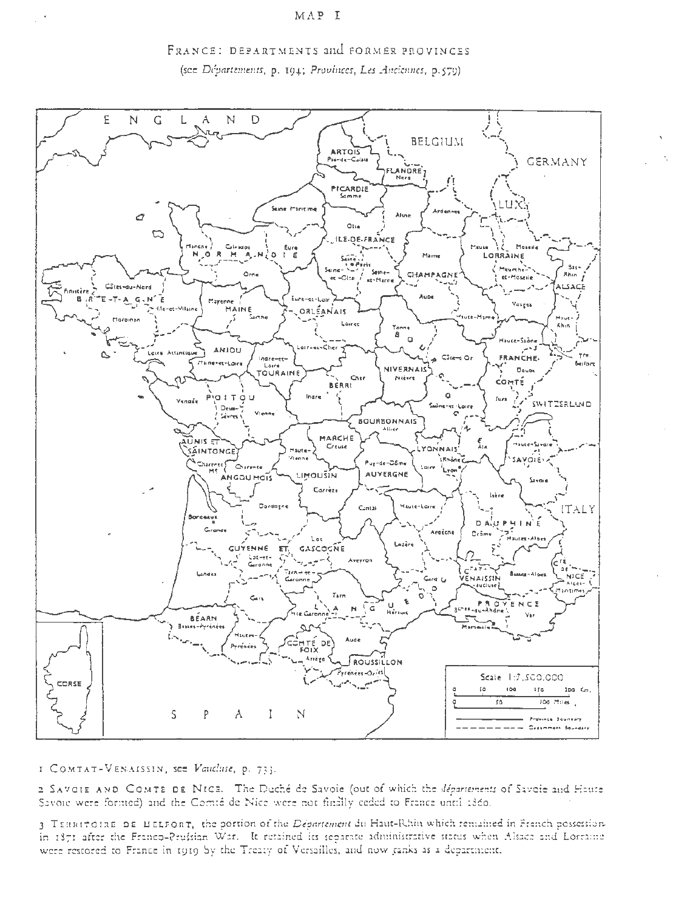# MAP I

## FRANCE: DEPARTMENTS and FORMER PROVINCES

(see *Départements*, p. 194; *Provinces, Les Anciennes*, p. 579)

1 COMTAT-VENAISSIN, see *Vaucluse*, p. 733.

2 SAVOIE AND COMTE DE NICE. The Duché de Savoie (out of which the *départements* of Savoie and Haute Savoie were formed) and the Comté de Nice were not finally ceded to France until 1860.

3 TERRITOIRE DE BELFORT, the portion of the *Département* du Haut-Rhin which remained in French possession in 1871 after the Franco-Prussian War. It retained its separate administrative status when Alsace and Lorraine were restored to France in 1919 by the Treaty of Versailles, and now ranks as a department.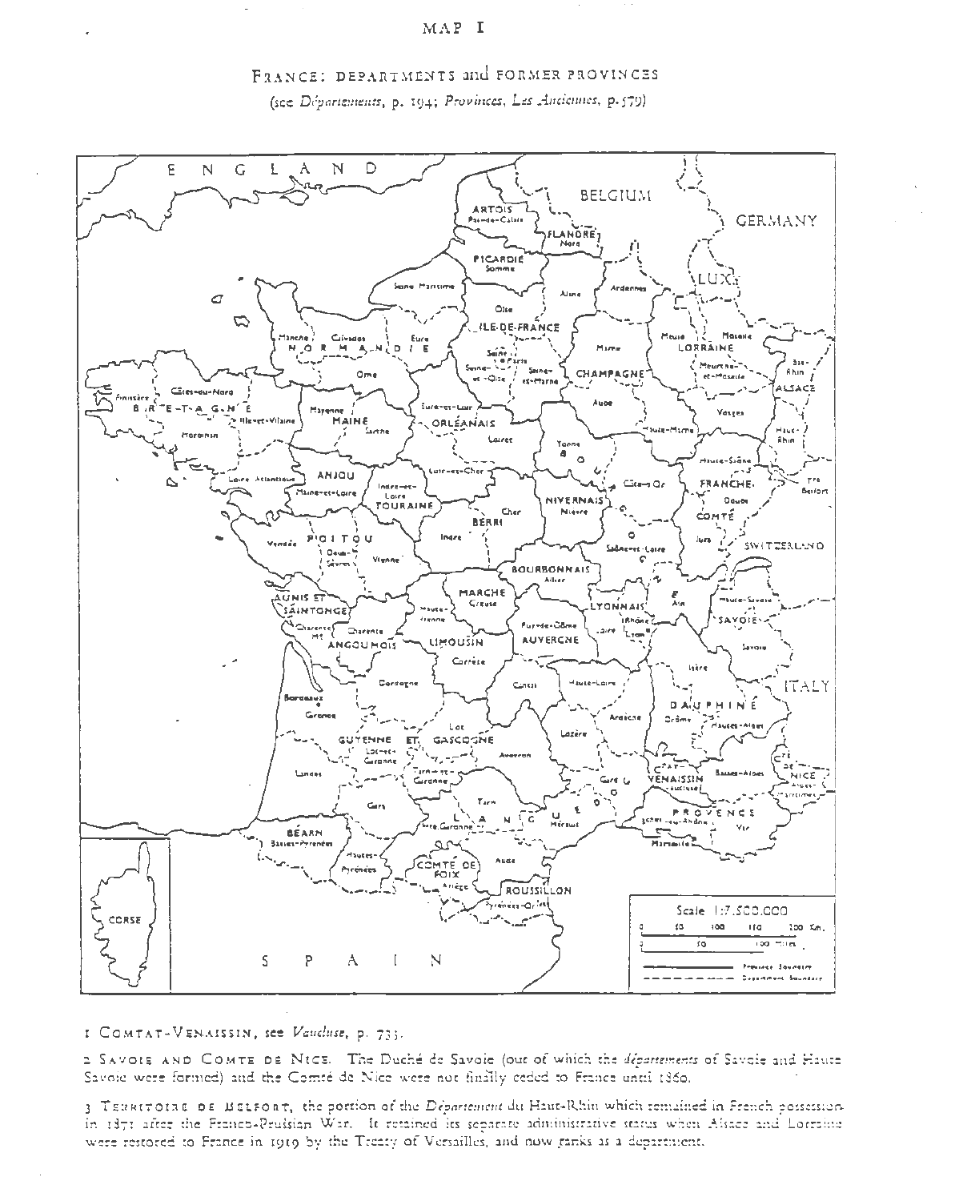MAP I

# France: departments and former provinces

*(see Départements, p. 194; Provinces, Les Anciennes, p. 579)*

1 Comtat-Venaissin, see *Vaucluse*, p. 733.

2 Savoie and Comte de Nice. The Duché de Savoie (out of which the *départements* of Savoie and Haute Savoie were formed) and the Comté de Nice were not finally ceded to France until 1860.

3 Territoire de Belfort, the portion of the *Département* du Haut-Rhin which remained in French possession in 1871 after the Franco-Prussian War. It retained its separate administrative status when Alsace and Lorraine were restored to France in 1919 by the Treaty of Versailles, and now ranks as a department.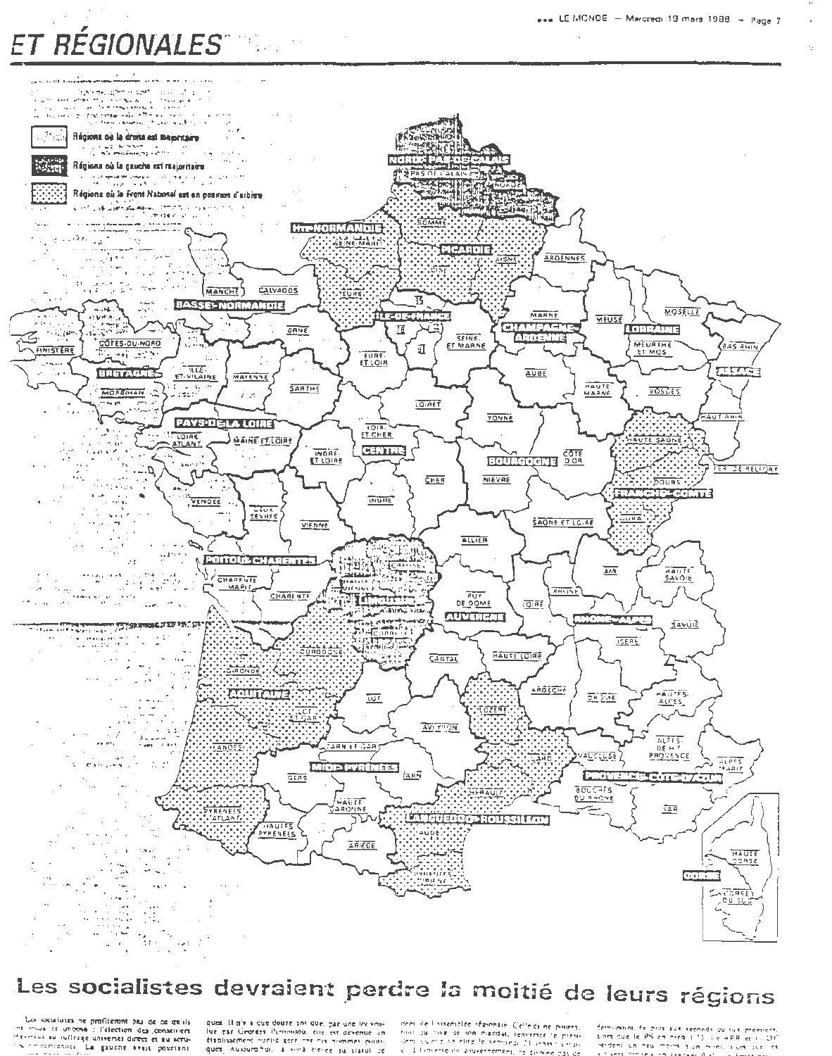# ET RÉGIONALES

Régions où la droite est majoritaire

Régions où la gauche est majoritaire

Régions où le Front National est en position d'arbitre

NORD-PAS-DE-CALAIS
PAS-DE-CALAIS
NORD
SOMME
PICARDIE
Hte-NORMANDIE
SEINE-MARIT.
OISE
AISNE
ARDENNES
MANCHE
CALVADOS
EURE
BASSE-NORMANDIE
ILE-DE-FRANCE
MARNE
MEUSE
MOSELLE
LORRAINE
CHAMPAGNE-ARDENNE
CÔTES-DU-NORD
ORNE
SEINE-ET-MARNE
MEURTHE ET MOS.
BAS-RHIN
FINISTÈRE
EURE-ET-LOIR
ALSACE
BRETAGNE
ILLE-ET-VILAINE
MAYENNE
SARTHE
AUBE
HAUTE-MARNE
VOSGES
MORBIHAN
LOIRET
YONNE
HAUT-RHIN
PAYS-DE-LA-LOIRE
LOIR-ET-CHER
HAUTE-SAÔNE
LOIRE-ATLANT.
MAINE-ET-LOIRE
INDRE-ET-LOIRE
CENTRE
BOURGOGNE
CÔTE-D'OR
TER. DE BELFORT
CHER
NIÈVRE
DOUBS
VENDÉE
DEUX-SÈVRES
VIENNE
INDRE
FRANCHE-COMTÉ
JURA
SAÔNE-ET-LOIRE
ALLIER
POITOU-CHARENTES
CREUSE
HAUTE-VIENNE
AIN
HAUTE-SAVOIE
CHARENTE-MARIT.
CHARENTE
LIMOUSIN
PUY-DE-DÔME
RHÔNE
LOIRE
AUVERGNE
RHÔNE-ALPES
SAVOIE
CORRÈZE
DORDOGNE
ISÈRE
CANTAL
HAUTE-LOIRE
GIRONDE
AQUITAINE
LOT
ARDÈCHE
DRÔME
HAUTES-ALPES
LOT-ET-GARONNE
LOZÈRE
AVEYRON
ALPES-DE-Hte-PROVENCE
ALPES-MARIT.
LANDES
TARN-ET-GAR.
GARD
VAUCLUSE
MIDI-PYRÉNÉES
PROVENCE-CÔTE-D'AZUR
GERS
TARN
HÉRAULT
BOUCHES-DU-RHÔNE
VAR
HAUTE-GARONNE
PYRÉNÉES-ATLANT.
LANGUEDOC-ROUSSILLON
AUDE
HAUTES-PYRÉNÉES
ARIÈGE
HAUTE-CORSE
PYRÉNÉES-ORIENT.
CORSE
CORSE-DU-SUD

## Les socialistes devraient perdre la moitié de leurs régions

Les socialistes ne profiteront pas de ce qu'ils ont voulu et imposé : l'élection des conseillers régionaux au suffrage universel direct et au scrutin proportionnel. La gauche avait pourtant ... que. Il n'y a que douze ans que, par une loi voulue par Georges Pompidou, elle est devenue un établissement public géré par des hommes politiques. Aujourd'hui, à voir élevée au statut de ... dent de l'assemblée régionale. Celle-ci ne pourra, tout au long de son mandat, renverser le président qu'elle se sera ... l'exécutif ... dépendront de plus aux seconds qu'aux premiers, alors que le PS en perd ... le RPR et l'UDF perdent un peu moins ...